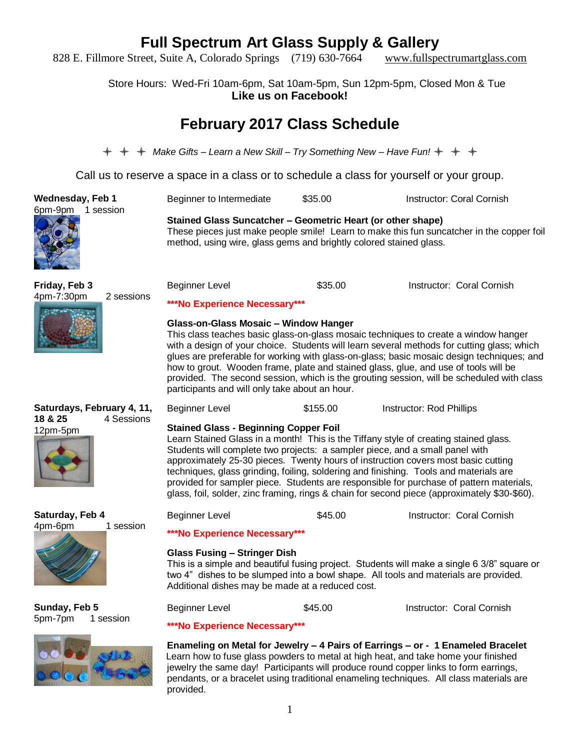# Full Spectrum Art Glass Supply & Gallery

828 E. Fillmore Street, Suite A, Colorado Springs (719) 630-7664 www.fullspectrumartglass.com

Store Hours: Wed-Fri 10am-6pm, Sat 10am-5pm, Sun 12pm-5pm, Closed Mon & Tue

**Like us on Facebook!**

## February 2017 Class Schedule

✦ ✦ ✦ *Make Gifts – Learn a New Skill – Try Something New – Have Fun!* ✦ ✦ ✦

Call us to reserve a space in a class or to schedule a class for yourself or your group.

---

**Wednesday, Feb 1**
6pm-9pm 1 session

Beginner to Intermediate — $35.00 — Instructor: Coral Cornish

**Stained Glass Suncatcher – Geometric Heart (or other shape)**
These pieces just make people smile! Learn to make this fun suncatcher in the copper foil method, using wire, glass gems and brightly colored stained glass.

---

**Friday, Feb 3**
4pm-7:30pm 2 sessions

Beginner Level — $35.00 — Instructor: Coral Cornish

**\*\*\*No Experience Necessary\*\*\***

**Glass-on-Glass Mosaic – Window Hanger**
This class teaches basic glass-on-glass mosaic techniques to create a window hanger with a design of your choice. Students will learn several methods for cutting glass; which glues are preferable for working with glass-on-glass; basic mosaic design techniques; and how to grout. Wooden frame, plate and stained glass, glue, and use of tools will be provided. The second session, which is the grouting session, will be scheduled with class participants and will only take about an hour.

---

**Saturdays, February 4, 11, 18 & 25**
4 Sessions
12pm-5pm

Beginner Level — $155.00 — Instructor: Rod Phillips

**Stained Glass - Beginning Copper Foil**
Learn Stained Glass in a month! This is the Tiffany style of creating stained glass. Students will complete two projects: a sampler piece, and a small panel with approximately 25-30 pieces. Twenty hours of instruction covers most basic cutting techniques, glass grinding, foiling, soldering and finishing. Tools and materials are provided for sampler piece. Students are responsible for purchase of pattern materials, glass, foil, solder, zinc framing, rings & chain for second piece (approximately $30-$60).

---

**Saturday, Feb 4**
4pm-6pm 1 session

Beginner Level — $45.00 — Instructor: Coral Cornish

**\*\*\*No Experience Necessary\*\*\***

**Glass Fusing – Stringer Dish**
This is a simple and beautiful fusing project. Students will make a single 6 3/8" square or two 4" dishes to be slumped into a bowl shape. All tools and materials are provided. Additional dishes may be made at a reduced cost.

---

**Sunday, Feb 5**
5pm-7pm 1 session

Beginner Level — $45.00 — Instructor: Coral Cornish

**\*\*\*No Experience Necessary\*\*\***

**Enameling on Metal for Jewelry – 4 Pairs of Earrings – or - 1 Enameled Bracelet**
Learn how to fuse glass powders to metal at high heat, and take home your finished jewelry the same day! Participants will produce round copper links to form earrings, pendants, or a bracelet using traditional enameling techniques. All class materials are provided.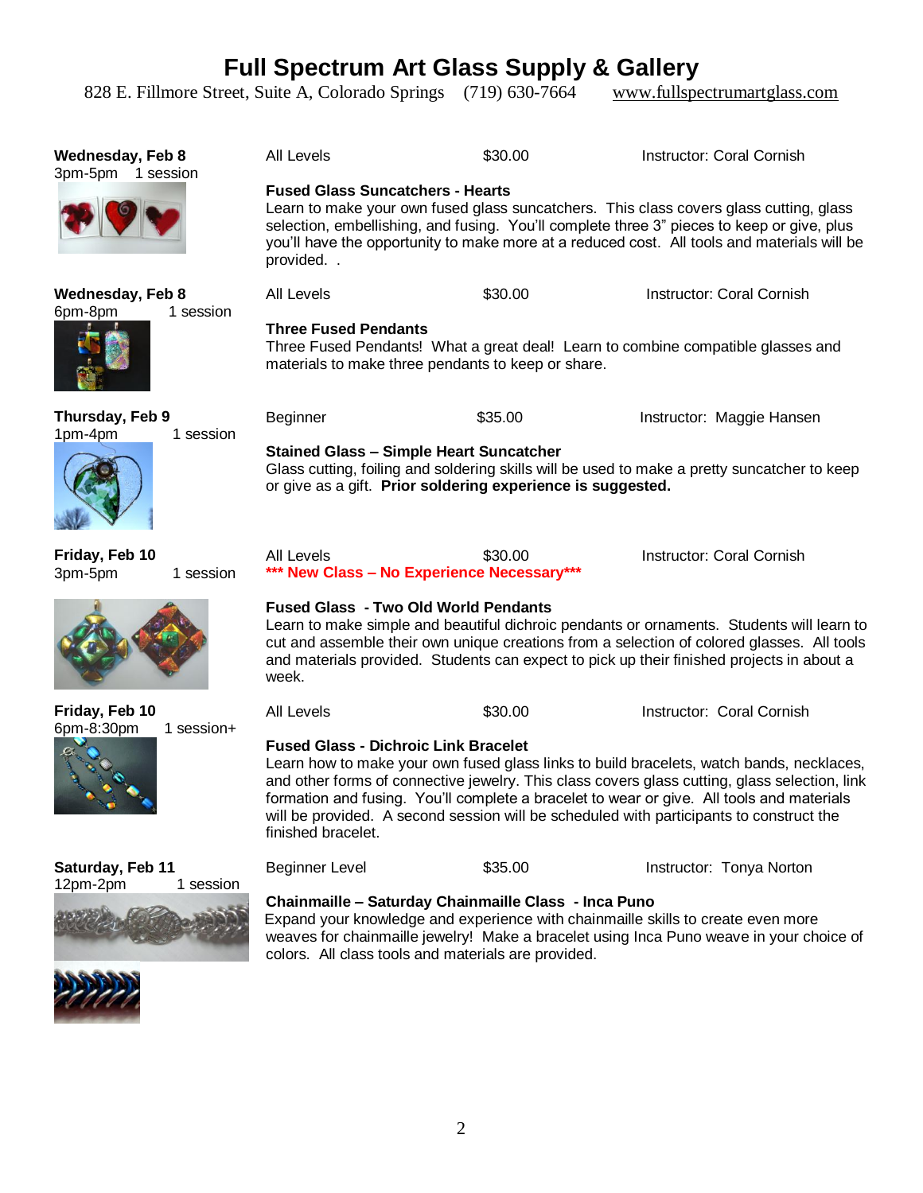# Full Spectrum Art Glass Supply & Gallery

828 E. Fillmore Street, Suite A, Colorado Springs (719) 630-7664 www.fullspectrumartglass.com

**Wednesday, Feb 8**
3pm-5pm 1 session

All Levels $30.00 Instructor: Coral Cornish

**Fused Glass Suncatchers - Hearts**
Learn to make your own fused glass suncatchers. This class covers glass cutting, glass selection, embellishing, and fusing. You'll complete three 3" pieces to keep or give, plus you'll have the opportunity to make more at a reduced cost. All tools and materials will be provided. .

**Wednesday, Feb 8**
6pm-8pm 1 session

All Levels $30.00 Instructor: Coral Cornish

**Three Fused Pendants**
Three Fused Pendants! What a great deal! Learn to combine compatible glasses and materials to make three pendants to keep or share.

**Thursday, Feb 9**
1pm-4pm 1 session

Beginner $35.00 Instructor: Maggie Hansen

**Stained Glass – Simple Heart Suncatcher**
Glass cutting, foiling and soldering skills will be used to make a pretty suncatcher to keep or give as a gift. **Prior soldering experience is suggested.**

**Friday, Feb 10**
3pm-5pm 1 session

All Levels $30.00 Instructor: Coral Cornish
**\*\*\* New Class – No Experience Necessary\*\*\***

**Fused Glass - Two Old World Pendants**
Learn to make simple and beautiful dichroic pendants or ornaments. Students will learn to cut and assemble their own unique creations from a selection of colored glasses. All tools and materials provided. Students can expect to pick up their finished projects in about a week.

**Friday, Feb 10**
6pm-8:30pm 1 session+

All Levels $30.00 Instructor: Coral Cornish

**Fused Glass - Dichroic Link Bracelet**
Learn how to make your own fused glass links to build bracelets, watch bands, necklaces, and other forms of connective jewelry. This class covers glass cutting, glass selection, link formation and fusing. You'll complete a bracelet to wear or give. All tools and materials will be provided. A second session will be scheduled with participants to construct the finished bracelet.

**Saturday, Feb 11**
12pm-2pm 1 session

Beginner Level $35.00 Instructor: Tonya Norton

**Chainmaille – Saturday Chainmaille Class - Inca Puno**
Expand your knowledge and experience with chainmaille skills to create even more weaves for chainmaille jewelry! Make a bracelet using Inca Puno weave in your choice of colors. All class tools and materials are provided.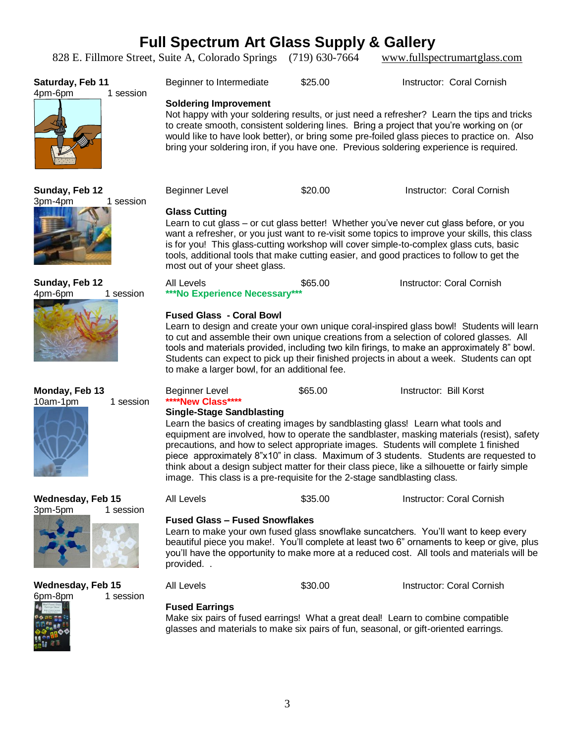# Full Spectrum Art Glass Supply & Gallery

828 E. Fillmore Street, Suite A, Colorado Springs (719) 630-7664 www.fullspectrumartglass.com

**Saturday, Feb 11**
4pm-6pm 1 session

Beginner to Intermediate $25.00 Instructor: Coral Cornish

**Soldering Improvement**

Not happy with your soldering results, or just need a refresher? Learn the tips and tricks to create smooth, consistent soldering lines. Bring a project that you're working on (or would like to have look better), or bring some pre-foiled glass pieces to practice on. Also bring your soldering iron, if you have one. Previous soldering experience is required.

**Sunday, Feb 12**
3pm-4pm 1 session

Beginner Level $20.00 Instructor: Coral Cornish

**Glass Cutting**

Learn to cut glass – or cut glass better! Whether you've never cut glass before, or you want a refresher, or you just want to re-visit some topics to improve your skills, this class is for you! This glass-cutting workshop will cover simple-to-complex glass cuts, basic tools, additional tools that make cutting easier, and good practices to follow to get the most out of your sheet glass.

**Sunday, Feb 12**
4pm-6pm 1 session

All Levels $65.00 Instructor: Coral Cornish

***No Experience Necessary***

**Fused Glass - Coral Bowl**

Learn to design and create your own unique coral-inspired glass bowl! Students will learn to cut and assemble their own unique creations from a selection of colored glasses. All tools and materials provided, including two kiln firings, to make an approximately 8" bowl. Students can expect to pick up their finished projects in about a week. Students can opt to make a larger bowl, for an additional fee.

**Monday, Feb 13**
10am-1pm 1 session

Beginner Level $65.00 Instructor: Bill Korst

****New Class****

**Single-Stage Sandblasting**

Learn the basics of creating images by sandblasting glass! Learn what tools and equipment are involved, how to operate the sandblaster, masking materials (resist), safety precautions, and how to select appropriate images. Students will complete 1 finished piece approximately 8"x10" in class. Maximum of 3 students. Students are requested to think about a design subject matter for their class piece, like a silhouette or fairly simple image. This class is a pre-requisite for the 2-stage sandblasting class.

**Wednesday, Feb 15**
3pm-5pm 1 session

All Levels $35.00 Instructor: Coral Cornish

**Fused Glass – Fused Snowflakes**

Learn to make your own fused glass snowflake suncatchers. You'll want to keep every beautiful piece you make!. You'll complete at least two 6" ornaments to keep or give, plus you'll have the opportunity to make more at a reduced cost. All tools and materials will be provided. .

**Wednesday, Feb 15**
6pm-8pm 1 session

All Levels $30.00 Instructor: Coral Cornish

**Fused Earrings**

Make six pairs of fused earrings! What a great deal! Learn to combine compatible glasses and materials to make six pairs of fun, seasonal, or gift-oriented earrings.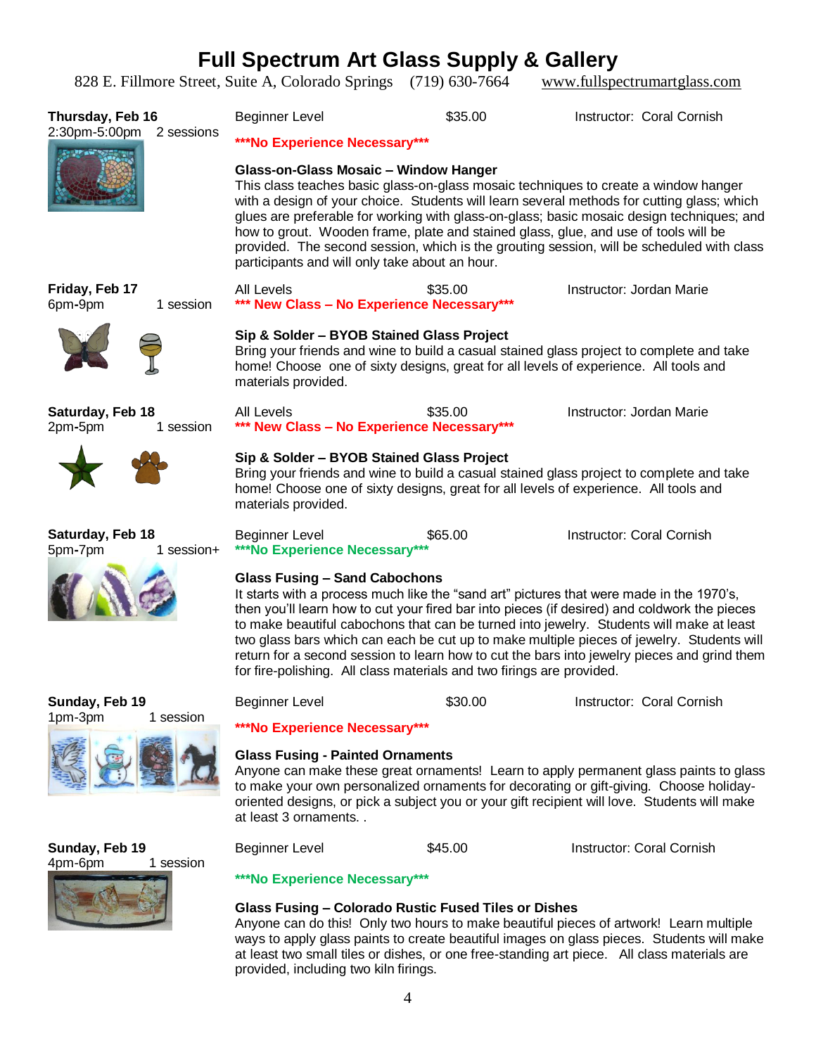# Full Spectrum Art Glass Supply & Gallery

828 E. Fillmore Street, Suite A, Colorado Springs (719) 630-7664 www.fullspectrumartglass.com

**Thursday, Feb 16**
2:30pm-5:00pm 2 sessions

Beginner Level $35.00 Instructor: Coral Cornish

**\*\*\*No Experience Necessary\*\*\***

**Glass-on-Glass Mosaic – Window Hanger**

This class teaches basic glass-on-glass mosaic techniques to create a window hanger with a design of your choice. Students will learn several methods for cutting glass; which glues are preferable for working with glass-on-glass; basic mosaic design techniques; and how to grout. Wooden frame, plate and stained glass, glue, and use of tools will be provided. The second session, which is the grouting session, will be scheduled with class participants and will only take about an hour.

**Friday, Feb 17**
6pm-9pm 1 session

All Levels $35.00 Instructor: Jordan Marie

**\*\*\* New Class – No Experience Necessary\*\*\***

**Sip & Solder – BYOB Stained Glass Project**

Bring your friends and wine to build a casual stained glass project to complete and take home! Choose one of sixty designs, great for all levels of experience. All tools and materials provided.

**Saturday, Feb 18**
2pm-5pm 1 session

All Levels $35.00 Instructor: Jordan Marie

**\*\*\* New Class – No Experience Necessary\*\*\***

**Sip & Solder – BYOB Stained Glass Project**

Bring your friends and wine to build a casual stained glass project to complete and take home! Choose one of sixty designs, great for all levels of experience. All tools and materials provided.

**Saturday, Feb 18**
5pm-7pm 1 session+

Beginner Level $65.00 Instructor: Coral Cornish

**\*\*\*No Experience Necessary\*\*\***

**Glass Fusing – Sand Cabochons**

It starts with a process much like the "sand art" pictures that were made in the 1970's, then you'll learn how to cut your fired bar into pieces (if desired) and coldwork the pieces to make beautiful cabochons that can be turned into jewelry. Students will make at least two glass bars which can each be cut up to make multiple pieces of jewelry. Students will return for a second session to learn how to cut the bars into jewelry pieces and grind them for fire-polishing. All class materials and two firings are provided.

**Sunday, Feb 19**
1pm-3pm 1 session

Beginner Level $30.00 Instructor: Coral Cornish

**\*\*\*No Experience Necessary\*\*\***

**Glass Fusing - Painted Ornaments**

Anyone can make these great ornaments! Learn to apply permanent glass paints to glass to make your own personalized ornaments for decorating or gift-giving. Choose holiday-oriented designs, or pick a subject you or your gift recipient will love. Students will make at least 3 ornaments. .

**Sunday, Feb 19**
4pm-6pm 1 session

Beginner Level $45.00 Instructor: Coral Cornish

**\*\*\*No Experience Necessary\*\*\***

**Glass Fusing – Colorado Rustic Fused Tiles or Dishes**

Anyone can do this! Only two hours to make beautiful pieces of artwork! Learn multiple ways to apply glass paints to create beautiful images on glass pieces. Students will make at least two small tiles or dishes, or one free-standing art piece. All class materials are provided, including two kiln firings.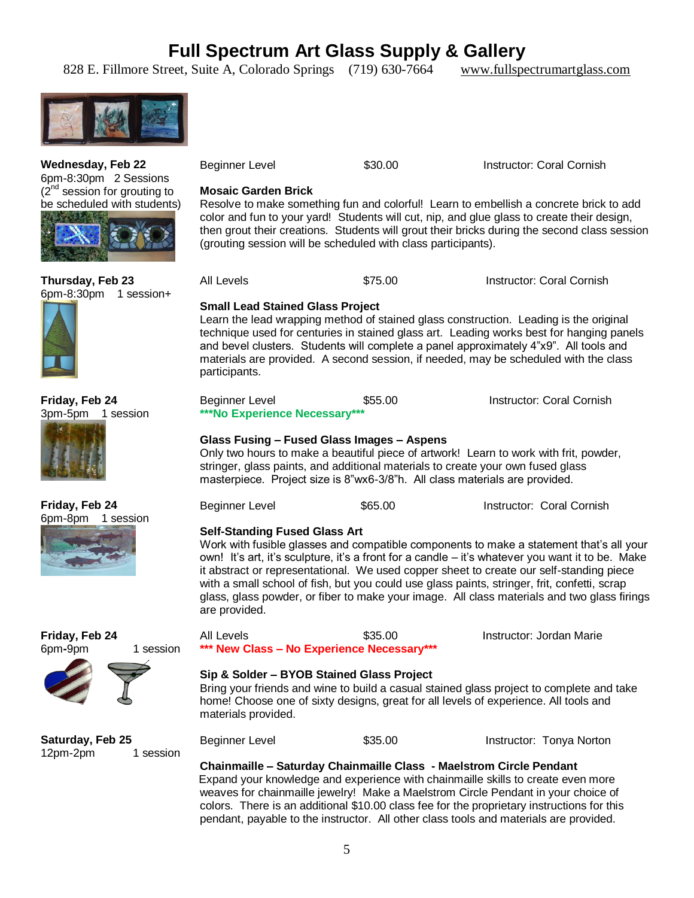# Full Spectrum Art Glass Supply & Gallery

828 E. Fillmore Street, Suite A, Colorado Springs (719) 630-7664 www.fullspectrumartglass.com

**Wednesday, Feb 22**
6pm-8:30pm 2 Sessions
(2nd session for grouting to be scheduled with students)

Beginner Level | $30.00 | Instructor: Coral Cornish

**Mosaic Garden Brick**
Resolve to make something fun and colorful! Learn to embellish a concrete brick to add color and fun to your yard! Students will cut, nip, and glue glass to create their design, then grout their creations. Students will grout their bricks during the second class session (grouting session will be scheduled with class participants).

**Thursday, Feb 23**
6pm-8:30pm 1 session+

All Levels | $75.00 | Instructor: Coral Cornish

**Small Lead Stained Glass Project**
Learn the lead wrapping method of stained glass construction. Leading is the original technique used for centuries in stained glass art. Leading works best for hanging panels and bevel clusters. Students will complete a panel approximately 4"x9". All tools and materials are provided. A second session, if needed, may be scheduled with the class participants.

**Friday, Feb 24**
3pm-5pm 1 session

Beginner Level | $55.00 | Instructor: Coral Cornish
***No Experience Necessary***

**Glass Fusing – Fused Glass Images – Aspens**
Only two hours to make a beautiful piece of artwork! Learn to work with frit, powder, stringer, glass paints, and additional materials to create your own fused glass masterpiece. Project size is 8"wx6-3/8"h. All class materials are provided.

**Friday, Feb 24**
6pm-8pm 1 session

Beginner Level | $65.00 | Instructor: Coral Cornish

**Self-Standing Fused Glass Art**
Work with fusible glasses and compatible components to make a statement that's all your own! It's art, it's sculpture, it's a front for a candle – it's whatever you want it to be. Make it abstract or representational. We used copper sheet to create our self-standing piece with a small school of fish, but you could use glass paints, stringer, frit, confetti, scrap glass, glass powder, or fiber to make your image. All class materials and two glass firings are provided.

**Friday, Feb 24**
6pm-9pm 1 session

All Levels | $35.00 | Instructor: Jordan Marie
*** New Class – No Experience Necessary***

**Sip & Solder – BYOB Stained Glass Project**
Bring your friends and wine to build a casual stained glass project to complete and take home! Choose one of sixty designs, great for all levels of experience. All tools and materials provided.

**Saturday, Feb 25**
12pm-2pm 1 session

Beginner Level | $35.00 | Instructor: Tonya Norton

**Chainmaille – Saturday Chainmaille Class - Maelstrom Circle Pendant**
Expand your knowledge and experience with chainmaille skills to create even more weaves for chainmaille jewelry! Make a Maelstrom Circle Pendant in your choice of colors. There is an additional $10.00 class fee for the proprietary instructions for this pendant, payable to the instructor. All other class tools and materials are provided.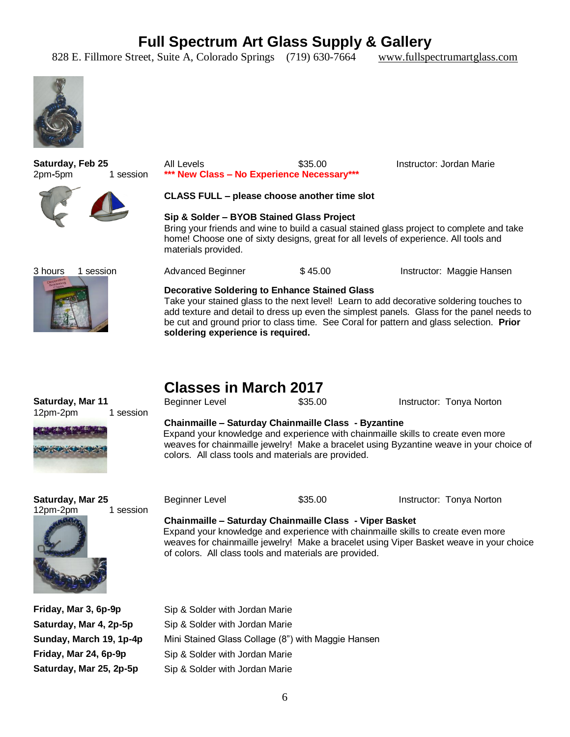# Full Spectrum Art Glass Supply & Gallery

828 E. Fillmore Street, Suite A, Colorado Springs (719) 630-7664 www.fullspectrumartglass.com

**Saturday, Feb 25**
2pm-5pm 1 session

All Levels $35.00 Instructor: Jordan Marie

**\*\*\* New Class – No Experience Necessary\*\*\***

**CLASS FULL – please choose another time slot**

**Sip & Solder – BYOB Stained Glass Project**

Bring your friends and wine to build a casual stained glass project to complete and take home! Choose one of sixty designs, great for all levels of experience. All tools and materials provided.

3 hours 1 session

Advanced Beginner $ 45.00 Instructor: Maggie Hansen

**Decorative Soldering to Enhance Stained Glass**

Take your stained glass to the next level! Learn to add decorative soldering touches to add texture and detail to dress up even the simplest panels. Glass for the panel needs to be cut and ground prior to class time. See Coral for pattern and glass selection. **Prior soldering experience is required.**

## Classes in March 2017

**Saturday, Mar 11**
12pm-2pm 1 session

Beginner Level $35.00 Instructor: Tonya Norton

**Chainmaille – Saturday Chainmaille Class - Byzantine**

Expand your knowledge and experience with chainmaille skills to create even more weaves for chainmaille jewelry! Make a bracelet using Byzantine weave in your choice of colors. All class tools and materials are provided.

**Saturday, Mar 25**
12pm-2pm 1 session

Beginner Level $35.00 Instructor: Tonya Norton

**Chainmaille – Saturday Chainmaille Class - Viper Basket**

Expand your knowledge and experience with chainmaille skills to create even more weaves for chainmaille jewelry! Make a bracelet using Viper Basket weave in your choice of colors. All class tools and materials are provided.

**Friday, Mar 3, 6p-9p** Sip & Solder with Jordan Marie
**Saturday, Mar 4, 2p-5p** Sip & Solder with Jordan Marie
**Sunday, March 19, 1p-4p** Mini Stained Glass Collage (8") with Maggie Hansen
**Friday, Mar 24, 6p-9p** Sip & Solder with Jordan Marie
**Saturday, Mar 25, 2p-5p** Sip & Solder with Jordan Marie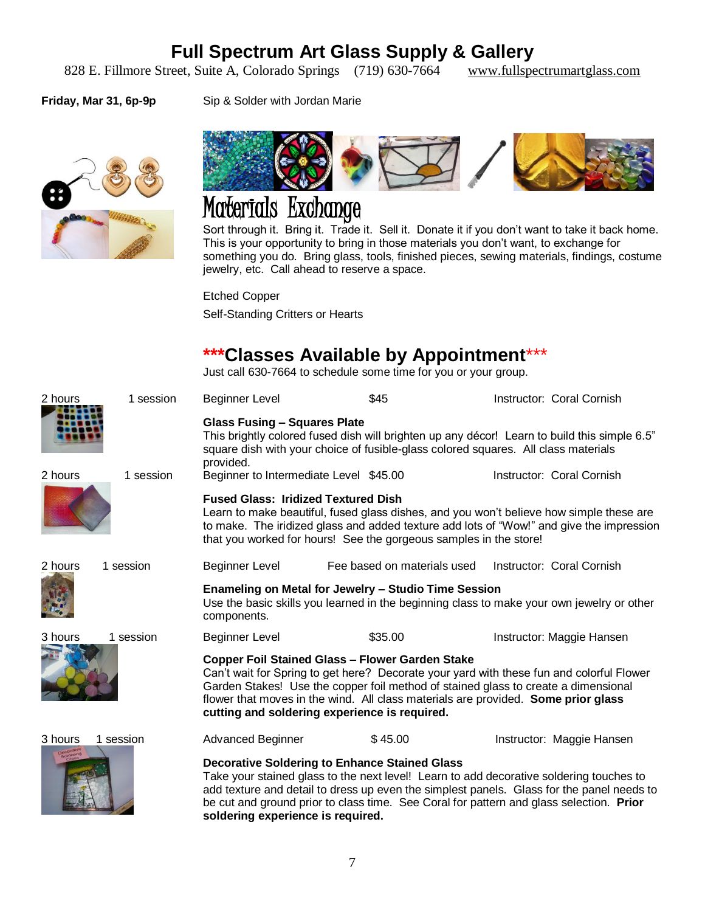# Full Spectrum Art Glass Supply & Gallery

828 E. Fillmore Street, Suite A, Colorado Springs (719) 630-7664 www.fullspectrumartglass.com

**Friday, Mar 31, 6p-9p** Sip & Solder with Jordan Marie

## Materials Exchange

Sort through it. Bring it. Trade it. Sell it. Donate it if you don't want to take it back home. This is your opportunity to bring in those materials you don't want, to exchange for something you do. Bring glass, tools, finished pieces, sewing materials, findings, costume jewelry, etc. Call ahead to reserve a space.

Etched Copper

Self-Standing Critters or Hearts

## ***Classes Available by Appointment***

Just call 630-7664 to schedule some time for you or your group.

2 hours 1 session | Beginner Level | $45 | Instructor: Coral Cornish

**Glass Fusing – Squares Plate**
This brightly colored fused dish will brighten up any décor! Learn to build this simple 6.5" square dish with your choice of fusible-glass colored squares. All class materials provided.

2 hours 1 session | Beginner to Intermediate Level | $45.00 | Instructor: Coral Cornish

**Fused Glass: Iridized Textured Dish**
Learn to make beautiful, fused glass dishes, and you won't believe how simple these are to make. The iridized glass and added texture add lots of "Wow!" and give the impression that you worked for hours! See the gorgeous samples in the store!

2 hours 1 session | Beginner Level | Fee based on materials used | Instructor: Coral Cornish

**Enameling on Metal for Jewelry – Studio Time Session**
Use the basic skills you learned in the beginning class to make your own jewelry or other components.

3 hours 1 session | Beginner Level | $35.00 | Instructor: Maggie Hansen

**Copper Foil Stained Glass – Flower Garden Stake**
Can't wait for Spring to get here? Decorate your yard with these fun and colorful Flower Garden Stakes! Use the copper foil method of stained glass to create a dimensional flower that moves in the wind. All class materials are provided. **Some prior glass cutting and soldering experience is required.**

3 hours 1 session | Advanced Beginner | $ 45.00 | Instructor: Maggie Hansen

**Decorative Soldering to Enhance Stained Glass**
Take your stained glass to the next level! Learn to add decorative soldering touches to add texture and detail to dress up even the simplest panels. Glass for the panel needs to be cut and ground prior to class time. See Coral for pattern and glass selection. **Prior soldering experience is required.**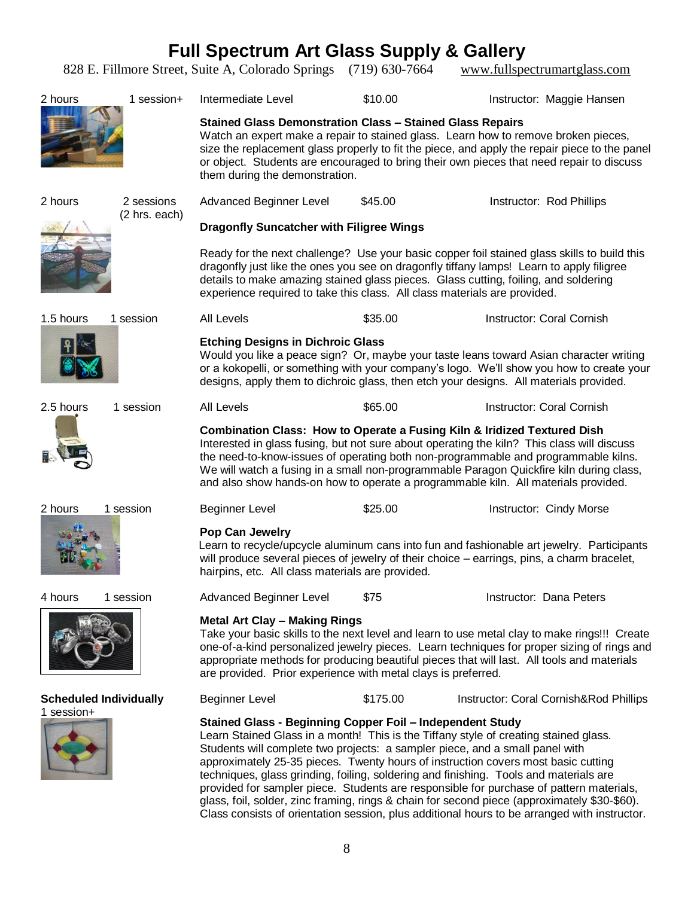# Full Spectrum Art Glass Supply & Gallery

828 E. Fillmore Street, Suite A, Colorado Springs (719) 630-7664 www.fullspectrumartglass.com

2 hours | 1 session+ | Intermediate Level | $10.00 | Instructor: Maggie Hansen

**Stained Glass Demonstration Class – Stained Glass Repairs**

Watch an expert make a repair to stained glass. Learn how to remove broken pieces, size the replacement glass properly to fit the piece, and apply the repair piece to the panel or object. Students are encouraged to bring their own pieces that need repair to discuss them during the demonstration.

2 hours | 2 sessions (2 hrs. each) | Advanced Beginner Level | $45.00 | Instructor: Rod Phillips

**Dragonfly Suncatcher with Filigree Wings**

Ready for the next challenge? Use your basic copper foil stained glass skills to build this dragonfly just like the ones you see on dragonfly tiffany lamps! Learn to apply filigree details to make amazing stained glass pieces. Glass cutting, foiling, and soldering experience required to take this class. All class materials are provided.

1.5 hours | 1 session | All Levels | $35.00 | Instructor: Coral Cornish

**Etching Designs in Dichroic Glass**

Would you like a peace sign? Or, maybe your taste leans toward Asian character writing or a kokopelli, or something with your company's logo. We'll show you how to create your designs, apply them to dichroic glass, then etch your designs. All materials provided.

2.5 hours | 1 session | All Levels | $65.00 | Instructor: Coral Cornish

**Combination Class: How to Operate a Fusing Kiln & Iridized Textured Dish**

Interested in glass fusing, but not sure about operating the kiln? This class will discuss the need-to-know-issues of operating both non-programmable and programmable kilns. We will watch a fusing in a small non-programmable Paragon Quickfire kiln during class, and also show hands-on how to operate a programmable kiln. All materials provided.

2 hours | 1 session | Beginner Level | $25.00 | Instructor: Cindy Morse

**Pop Can Jewelry**

Learn to recycle/upcycle aluminum cans into fun and fashionable art jewelry. Participants will produce several pieces of jewelry of their choice – earrings, pins, a charm bracelet, hairpins, etc. All class materials are provided.

4 hours | 1 session | Advanced Beginner Level | $75 | Instructor: Dana Peters

**Metal Art Clay – Making Rings**

Take your basic skills to the next level and learn to use metal clay to make rings!!! Create one-of-a-kind personalized jewelry pieces. Learn techniques for proper sizing of rings and appropriate methods for producing beautiful pieces that will last. All tools and materials are provided. Prior experience with metal clays is preferred.

**Scheduled Individually** 1 session+ | Beginner Level | $175.00 | Instructor: Coral Cornish&Rod Phillips

**Stained Glass - Beginning Copper Foil – Independent Study**

Learn Stained Glass in a month! This is the Tiffany style of creating stained glass. Students will complete two projects: a sampler piece, and a small panel with approximately 25-35 pieces. Twenty hours of instruction covers most basic cutting techniques, glass grinding, foiling, soldering and finishing. Tools and materials are provided for sampler piece. Students are responsible for purchase of pattern materials, glass, foil, solder, zinc framing, rings & chain for second piece (approximately $30-$60). Class consists of orientation session, plus additional hours to be arranged with instructor.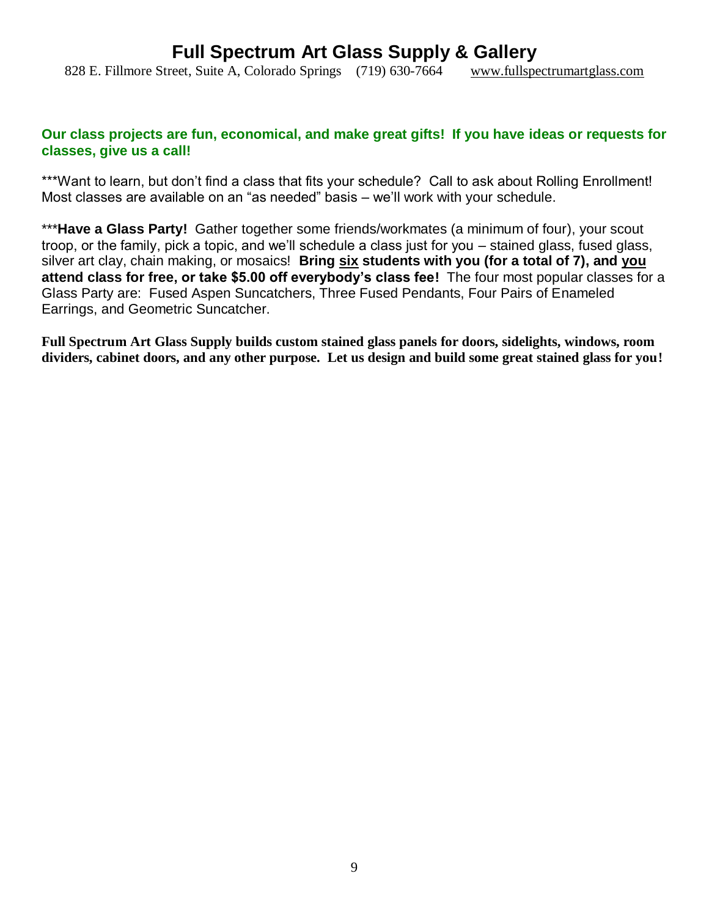# Full Spectrum Art Glass Supply & Gallery

828 E. Fillmore Street, Suite A, Colorado Springs (719) 630-7664 www.fullspectrumartglass.com

**Our class projects are fun, economical, and make great gifts! If you have ideas or requests for classes, give us a call!**

***Want to learn, but don't find a class that fits your schedule? Call to ask about Rolling Enrollment! Most classes are available on an "as needed" basis – we'll work with your schedule.

***Have a Glass Party!** Gather together some friends/workmates (a minimum of four), your scout troop, or the family, pick a topic, and we'll schedule a class just for you – stained glass, fused glass, silver art clay, chain making, or mosaics! **Bring six students with you (for a total of 7), and you attend class for free, or take $5.00 off everybody's class fee!** The four most popular classes for a Glass Party are: Fused Aspen Suncatchers, Three Fused Pendants, Four Pairs of Enameled Earrings, and Geometric Suncatcher.

**Full Spectrum Art Glass Supply builds custom stained glass panels for doors, sidelights, windows, room dividers, cabinet doors, and any other purpose. Let us design and build some great stained glass for you!**